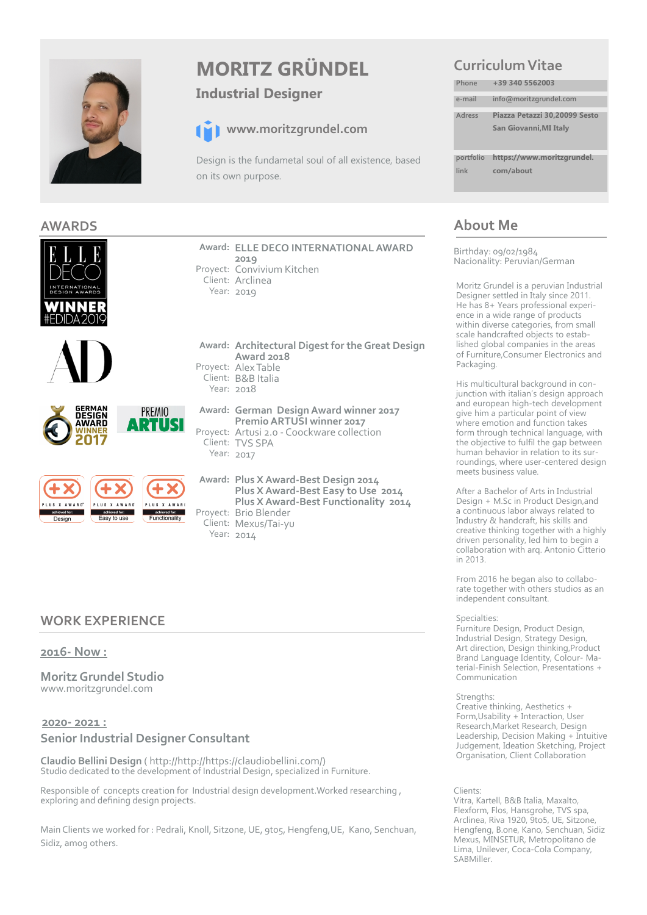# MORITZ GRÜNDEL

## Industrial Designer

www.moritzgrundel.com

Design is the fundametal soul of all existence, based on its own purpose.

## Curriculum Vitae

| | |
|---|---|
| Phone | +39 340 5562003 |
| e-mail | info@moritzgrundel.com |
| Adress | Piazza Petazzi 30,20099 Sesto San Giovanni,MI Italy |
| portfolio link | https://www.moritzgrundel.com/about |

## AWARDS

**Award:** ELLE DECO INTERNATIONAL AWARD 2019
Proyect: Convivium Kitchen
Client: Arclinea
Year: 2019

**Award:** Architectural Digest for the Great Design Award 2018
Proyect: Alex Table
Client: B&B Italia
Year: 2018

**Award:** German Design Award winner 2017
Premio ARTUSI winner 2017
Proyect: Artusi 2.0 - Coockware collection
Client: TVS SPA
Year: 2017

**Award:** Plus X Award-Best Design 2014
Plus X Award-Best Easy to Use 2014
Plus X Award-Best Functionality 2014
Proyect: Brio Blender
Client: Mexus/Tai-yu
Year: 2014

## WORK EXPERIENCE

**2016- Now :**

### Moritz Grundel Studio

www.moritzgrundel.com

**2020- 2021 :**

### Senior Industrial Designer Consultant

**Claudio Bellini Design** ( http://http://https://claudiobellini.com/)
Studio dedicated to the development of Industrial Design, specialized in Furniture.

Responsible of concepts creation for Industrial design development.Worked researching , exploring and defining design projects.

Main Clients we worked for : Pedrali, Knoll, Sitzone, UE, 9to5, Hengfeng,UE, Kano, Senchuan, Sidiz, amog others.

## About Me

Birthday: 09/02/1984
Nacionality: Peruvian/German

Moritz Grundel is a peruvian Industrial Designer settled in Italy since 2011. He has 8+ Years professional experience in a wide range of products within diverse categories, from small scale handcrafted objects to established global companies in the areas of Furniture,Consumer Electronics and Packaging.

His multicultural background in conjunction with italian's design approach and european high-tech development give him a particular point of view where emotion and function takes form through technical language, with the objective to fulfil the gap between human behavior in relation to its surroundings, where user-centered design meets business value.

After a Bachelor of Arts in Industrial Design + M.Sc in Product Design,and a continuous labor always related to Industry & handcraft, his skills and creative thinking together with a highly driven personality, led him to begin a collaboration with arq. Antonio Citterio in 2013.

From 2016 he began also to collaborate together with others studios as an independent consultant.

Specialties:
Furniture Design, Product Design, Industrial Design, Strategy Design, Art direction, Design thinking,Product Brand Language Identity, Colour- Material-Finish Selection, Presentations + Communication

Strengths:
Creative thinking, Aesthetics + Form,Usability + Interaction, User Research,Market Research, Design Leadership, Decision Making + Intuitive Judgement, Ideation Sketching, Project Organisation, Client Collaboration

Clients:
Vitra, Kartell, B&B Italia, Maxalto, Flexform, Flos, Hansgrohe, TVS spa, Arclinea, Riva 1920, 9to5, UE, Sitzone, Hengfeng, B.one, Kano, Senchuan, Sidiz Mexus, MINSETUR, Metropolitano de Lima, Unilever, Coca-Cola Company, SABMiller.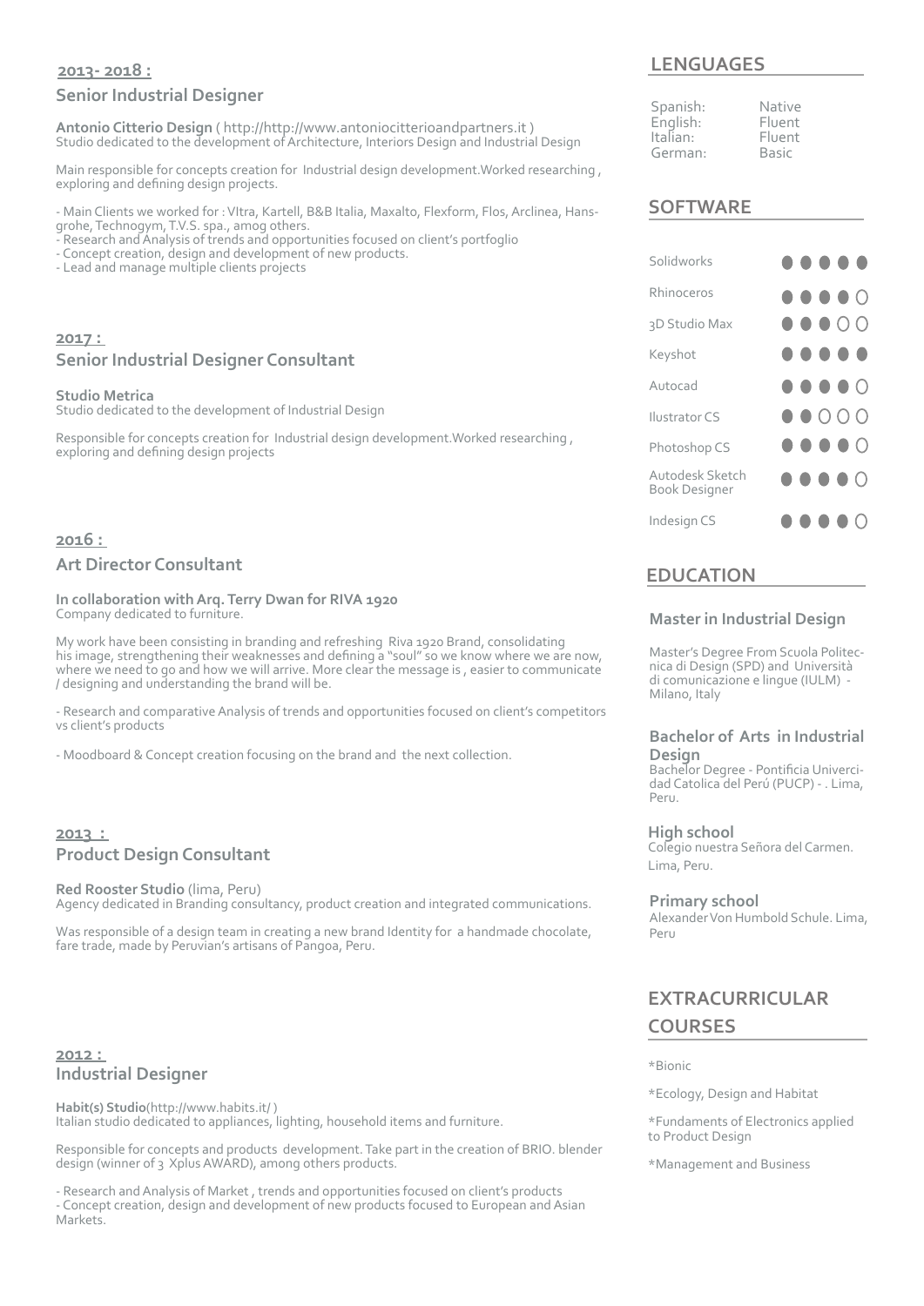## 2013- 2018 :

### Senior Industrial Designer

**Antonio Citterio Design** ( http://http://www.antoniocitterioandpartners.it )
Studio dedicated to the development of Architecture, Interiors Design and Industrial Design

Main responsible for concepts creation for Industrial design development.Worked researching , exploring and defining design projects.

- Main Clients we worked for : VItra, Kartell, B&B Italia, Maxalto, Flexform, Flos, Arclinea, Hansgrohe, Technogym, T.V.S. spa., amog others.
- Research and Analysis of trends and opportunities focused on client's portfoglio
- Concept creation, design and development of new products.
- Lead and manage multiple clients projects

## 2017 :

### Senior Industrial Designer Consultant

**Studio Metrica**
Studio dedicated to the development of Industrial Design

Responsible for concepts creation for Industrial design development.Worked researching , exploring and defining design projects

## 2016 :

### Art Director Consultant

**In collaboration with Arq. Terry Dwan for RIVA 1920**
Company dedicated to furniture.

My work have been consisting in branding and refreshing Riva 1920 Brand, consolidating his image, strengthening their weaknesses and defining a "soul" so we know where we are now, where we need to go and how we will arrive. More clear the message is , easier to communicate / designing and understanding the brand will be.

- Research and comparative Analysis of trends and opportunities focused on client's competitors vs client's products

- Moodboard & Concept creation focusing on the brand and the next collection.

## 2013 :

### Product Design Consultant

**Red Rooster Studio** (lima, Peru)
Agency dedicated in Branding consultancy, product creation and integrated communications.

Was responsible of a design team in creating a new brand Identity for a handmade chocolate, fare trade, made by Peruvian's artisans of Pangoa, Peru.

## 2012 :

### Industrial Designer

**Habit(s) Studio**(http://www.habits.it/ )
Italian studio dedicated to appliances, lighting, household items and furniture.

Responsible for concepts and products development. Take part in the creation of BRIO. blender design (winner of 3 Xplus AWARD), among others products.

- Research and Analysis of Market , trends and opportunities focused on client's products
- Concept creation, design and development of new products focused to European and Asian Markets.

## LENGUAGES

| | |
|---|---|
| Spanish: | Native |
| English: | Fluent |
| Italian: | Fluent |
| German: | Basic |

## SOFTWARE

| Software | Level |
|---|---|
| Solidworks | ●●●●● |
| Rhinoceros | ●●●●○ |
| 3D Studio Max | ●●●○○ |
| Keyshot | ●●●●● |
| Autocad | ●●●●○ |
| Ilustrator CS | ●●○○○ |
| Photoshop CS | ●●●●○ |
| Autodesk Sketch Book Designer | ●●●●○ |
| Indesign CS | ●●●●○ |

## EDUCATION

### Master in Industrial Design

Master's Degree From Scuola Politecnica di Design (SPD) and Università di comunicazione e lingue (IULM) - Milano, Italy

### Bachelor of Arts in Industrial Design

Bachelor Degree - Pontificia Univercidad Catolica del Perú (PUCP) - . Lima, Peru.

### High school

Colegio nuestra Señora del Carmen. Lima, Peru.

### Primary school

Alexander Von Humbold Schule. Lima, Peru

## EXTRACURRICULAR COURSES

*Bionic

*Ecology, Design and Habitat

*Fundaments of Electronics applied to Product Design

*Management and Business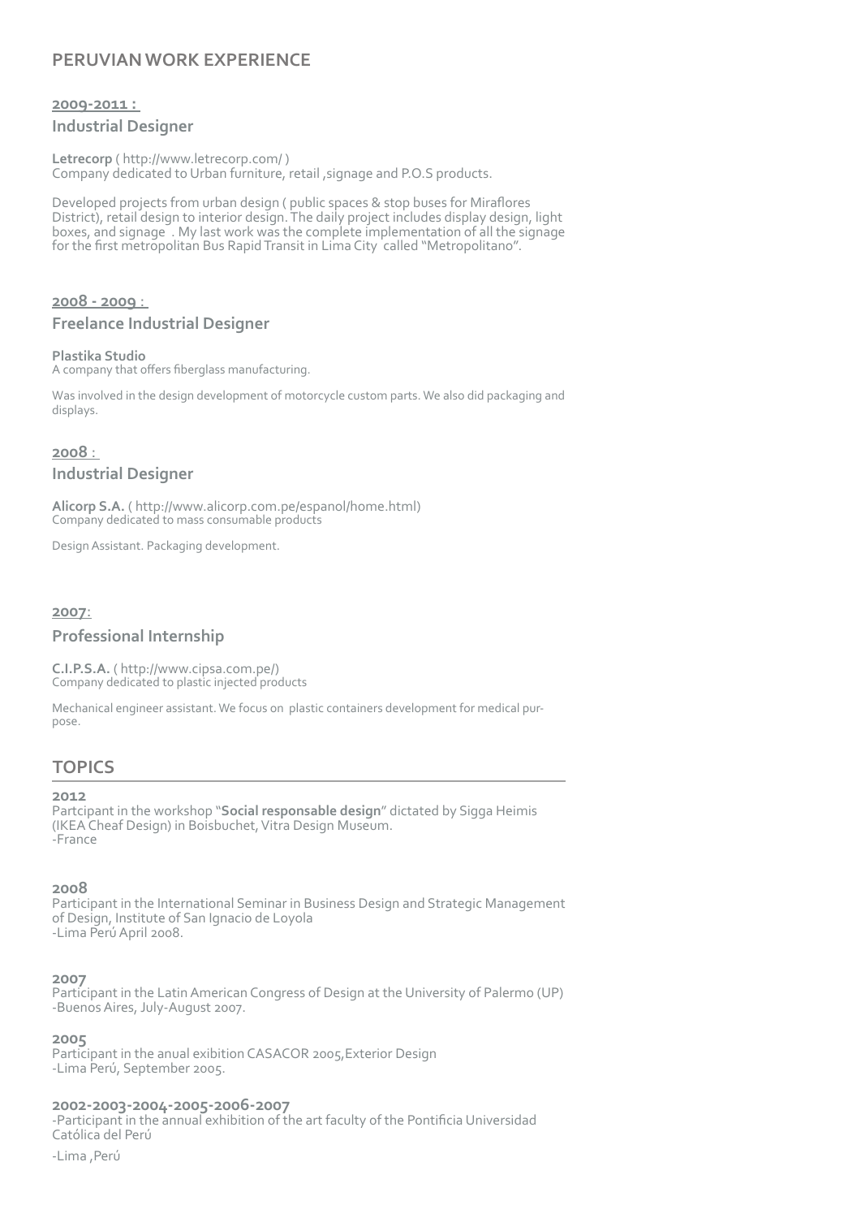## PERUVIAN WORK EXPERIENCE

**2009-2011 :**

### Industrial Designer

**Letrecorp** ( http://www.letrecorp.com/ )
Company dedicated to Urban furniture, retail ,signage and P.O.S products.

Developed projects from urban design ( public spaces & stop buses for Miraflores District), retail design to interior design. The daily project includes display design, light boxes, and signage . My last work was the complete implementation of all the signage for the first metropolitan Bus Rapid Transit in Lima City called "Metropolitano".

**2008 - 2009 :**

### Freelance Industrial Designer

**Plastika Studio**
A company that offers fiberglass manufacturing.

Was involved in the design development of motorcycle custom parts. We also did packaging and displays.

**2008 :**

### Industrial Designer

**Alicorp S.A.** ( http://www.alicorp.com.pe/espanol/home.html)
Company dedicated to mass consumable products

Design Assistant. Packaging development.

**2007:**

### Professional Internship

**C.I.P.S.A.** ( http://www.cipsa.com.pe/)
Company dedicated to plastic injected products

Mechanical engineer assistant. We focus on plastic containers development for medical purpose.

## TOPICS

**2012**
Partcipant in the workshop "**Social responsable design**" dictated by Sigga Heimis (IKEA Cheaf Design) in Boisbuchet, Vitra Design Museum.
-France

**2008**
Participant in the International Seminar in Business Design and Strategic Management of Design, Institute of San Ignacio de Loyola
-Lima Perú April 2008.

**2007**
Participant in the Latin American Congress of Design at the University of Palermo (UP)
-Buenos Aires, July-August 2007.

**2005**
Participant in the anual exibition CASACOR 2005,Exterior Design
-Lima Perú, September 2005.

**2002-2003-2004-2005-2006-2007**
-Participant in the annual exhibition of the art faculty of the Pontificia Universidad Católica del Perú

-Lima ,Perú